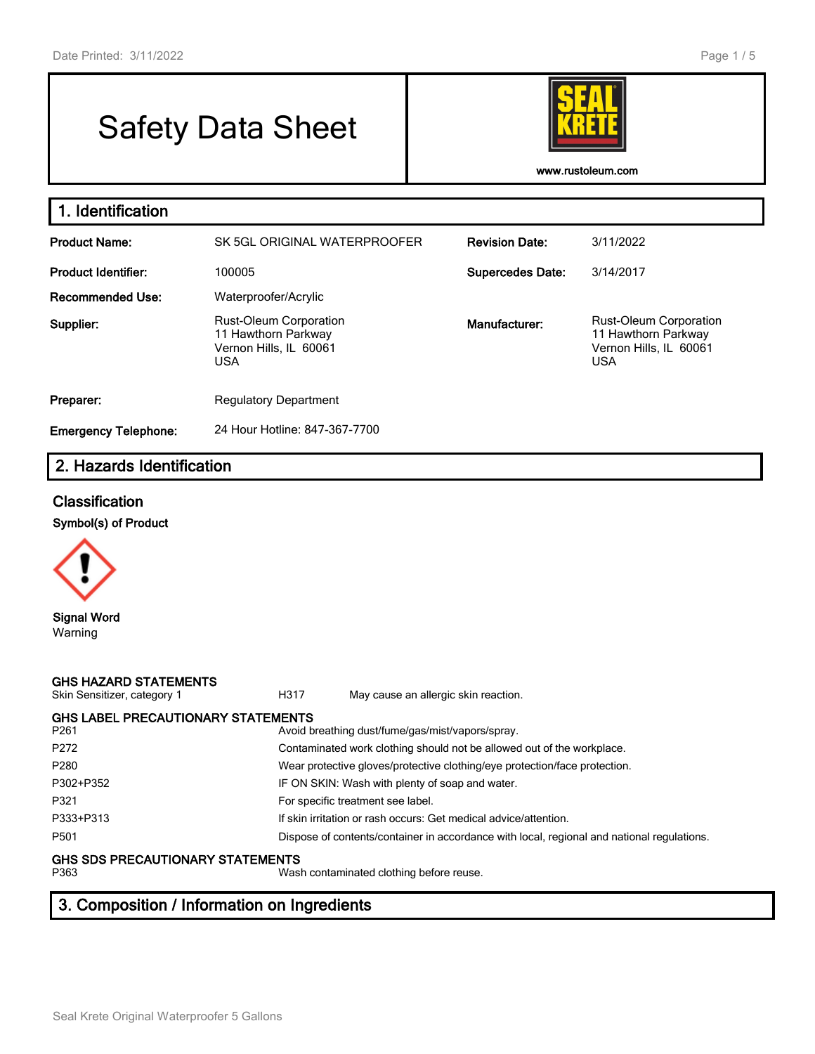# Safety Data Sheet

www.rustoleum.com

## 1. Identification

| | | | |
|---|---|---|---|
| **Product Name:** | SK 5GL ORIGINAL WATERPROOFER | **Revision Date:** | 3/11/2022 |
| **Product Identifier:** | 100005 | **Supercedes Date:** | 3/14/2017 |
| **Recommended Use:** | Waterproofer/Acrylic | | |
| **Supplier:** | Rust-Oleum Corporation<br>11 Hawthorn Parkway<br>Vernon Hills, IL 60061<br>USA | **Manufacturer:** | Rust-Oleum Corporation<br>11 Hawthorn Parkway<br>Vernon Hills, IL 60061<br>USA |
| **Preparer:** | Regulatory Department | | |
| **Emergency Telephone:** | 24 Hour Hotline: 847-367-7700 | | |

## 2. Hazards Identification

### Classification

**Symbol(s) of Product**

**Signal Word**
Warning

**GHS HAZARD STATEMENTS**

| | | |
|---|---|---|
| Skin Sensitizer, category 1 | H317 | May cause an allergic skin reaction. |

**GHS LABEL PRECAUTIONARY STATEMENTS**

| | |
|---|---|
| P261 | Avoid breathing dust/fume/gas/mist/vapors/spray. |
| P272 | Contaminated work clothing should not be allowed out of the workplace. |
| P280 | Wear protective gloves/protective clothing/eye protection/face protection. |
| P302+P352 | IF ON SKIN: Wash with plenty of soap and water. |
| P321 | For specific treatment see label. |
| P333+P313 | If skin irritation or rash occurs: Get medical advice/attention. |
| P501 | Dispose of contents/container in accordance with local, regional and national regulations. |

**GHS SDS PRECAUTIONARY STATEMENTS**

| | |
|---|---|
| P363 | Wash contaminated clothing before reuse. |

## 3. Composition / Information on Ingredients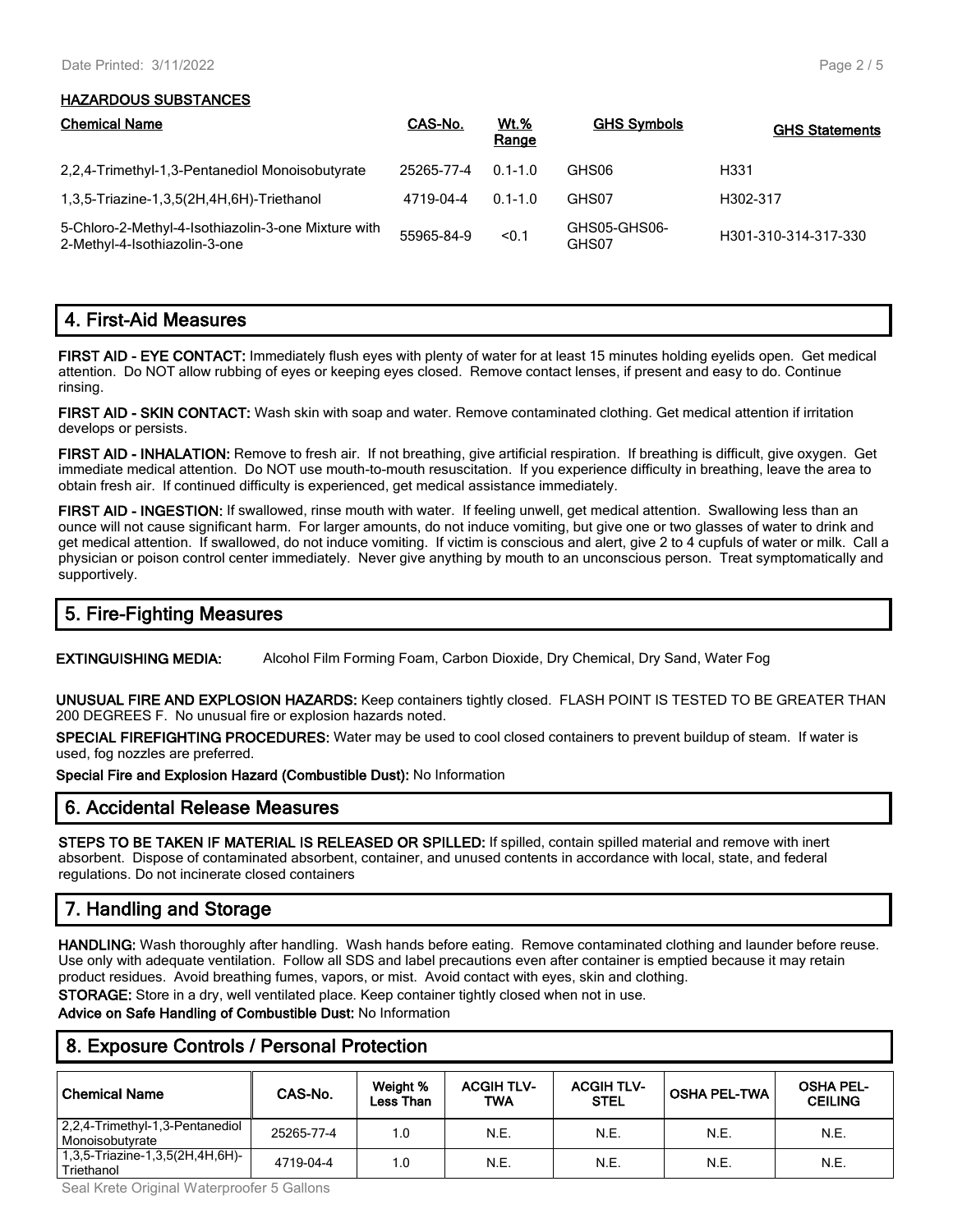**HAZARDOUS SUBSTANCES**

| Chemical Name | CAS-No. | Wt.% Range | GHS Symbols | GHS Statements |
|---|---|---|---|---|
| 2,2,4-Trimethyl-1,3-Pentanediol Monoisobutyrate | 25265-77-4 | 0.1-1.0 | GHS06 | H331 |
| 1,3,5-Triazine-1,3,5(2H,4H,6H)-Triethanol | 4719-04-4 | 0.1-1.0 | GHS07 | H302-317 |
| 5-Chloro-2-Methyl-4-Isothiazolin-3-one Mixture with 2-Methyl-4-Isothiazolin-3-one | 55965-84-9 | <0.1 | GHS05-GHS06-GHS07 | H301-310-314-317-330 |

## 4. First-Aid Measures

**FIRST AID - EYE CONTACT:** Immediately flush eyes with plenty of water for at least 15 minutes holding eyelids open. Get medical attention. Do NOT allow rubbing of eyes or keeping eyes closed. Remove contact lenses, if present and easy to do. Continue rinsing.

**FIRST AID - SKIN CONTACT:** Wash skin with soap and water. Remove contaminated clothing. Get medical attention if irritation develops or persists.

**FIRST AID - INHALATION:** Remove to fresh air. If not breathing, give artificial respiration. If breathing is difficult, give oxygen. Get immediate medical attention. Do NOT use mouth-to-mouth resuscitation. If you experience difficulty in breathing, leave the area to obtain fresh air. If continued difficulty is experienced, get medical assistance immediately.

**FIRST AID - INGESTION:** If swallowed, rinse mouth with water. If feeling unwell, get medical attention. Swallowing less than an ounce will not cause significant harm. For larger amounts, do not induce vomiting, but give one or two glasses of water to drink and get medical attention. If swallowed, do not induce vomiting. If victim is conscious and alert, give 2 to 4 cupfuls of water or milk. Call a physician or poison control center immediately. Never give anything by mouth to an unconscious person. Treat symptomatically and supportively.

## 5. Fire-Fighting Measures

**EXTINGUISHING MEDIA:** Alcohol Film Forming Foam, Carbon Dioxide, Dry Chemical, Dry Sand, Water Fog

**UNUSUAL FIRE AND EXPLOSION HAZARDS:** Keep containers tightly closed. FLASH POINT IS TESTED TO BE GREATER THAN 200 DEGREES F. No unusual fire or explosion hazards noted.

**SPECIAL FIREFIGHTING PROCEDURES:** Water may be used to cool closed containers to prevent buildup of steam. If water is used, fog nozzles are preferred.

**Special Fire and Explosion Hazard (Combustible Dust):** No Information

## 6. Accidental Release Measures

**STEPS TO BE TAKEN IF MATERIAL IS RELEASED OR SPILLED:** If spilled, contain spilled material and remove with inert absorbent. Dispose of contaminated absorbent, container, and unused contents in accordance with local, state, and federal regulations. Do not incinerate closed containers

## 7. Handling and Storage

**HANDLING:** Wash thoroughly after handling. Wash hands before eating. Remove contaminated clothing and launder before reuse. Use only with adequate ventilation. Follow all SDS and label precautions even after container is emptied because it may retain product residues. Avoid breathing fumes, vapors, or mist. Avoid contact with eyes, skin and clothing.

**STORAGE:** Store in a dry, well ventilated place. Keep container tightly closed when not in use.

**Advice on Safe Handling of Combustible Dust:** No Information

## 8. Exposure Controls / Personal Protection

| Chemical Name | CAS-No. | Weight % Less Than | ACGIH TLV-TWA | ACGIH TLV-STEL | OSHA PEL-TWA | OSHA PEL-CEILING |
|---|---|---|---|---|---|---|
| 2,2,4-Trimethyl-1,3-Pentanediol Monoisobutyrate | 25265-77-4 | 1.0 | N.E. | N.E. | N.E. | N.E. |
| 1,3,5-Triazine-1,3,5(2H,4H,6H)-Triethanol | 4719-04-4 | 1.0 | N.E. | N.E. | N.E. | N.E. |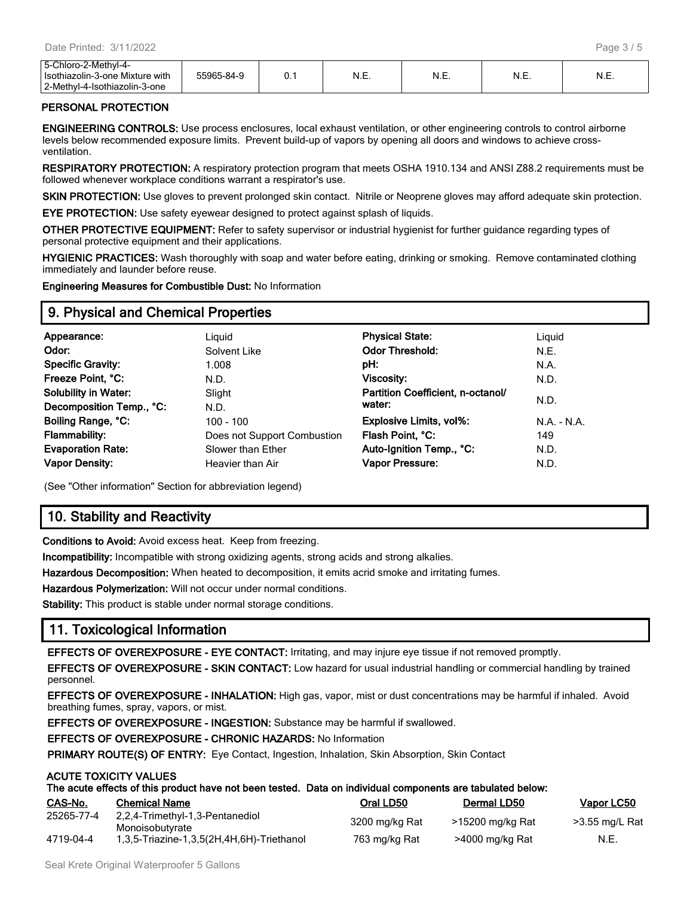| 5-Chloro-2-Methyl-4-Isothiazolin-3-one Mixture with 2-Methyl-4-Isothiazolin-3-one | 55965-84-9 | 0.1 | N.E. | N.E. | N.E. | N.E. |
|---|---|---|---|---|---|---|

**PERSONAL PROTECTION**

**ENGINEERING CONTROLS:** Use process enclosures, local exhaust ventilation, or other engineering controls to control airborne levels below recommended exposure limits. Prevent build-up of vapors by opening all doors and windows to achieve cross-ventilation.

**RESPIRATORY PROTECTION:** A respiratory protection program that meets OSHA 1910.134 and ANSI Z88.2 requirements must be followed whenever workplace conditions warrant a respirator's use.

**SKIN PROTECTION:** Use gloves to prevent prolonged skin contact. Nitrile or Neoprene gloves may afford adequate skin protection.

**EYE PROTECTION:** Use safety eyewear designed to protect against splash of liquids.

**OTHER PROTECTIVE EQUIPMENT:** Refer to safety supervisor or industrial hygienist for further guidance regarding types of personal protective equipment and their applications.

**HYGIENIC PRACTICES:** Wash thoroughly with soap and water before eating, drinking or smoking. Remove contaminated clothing immediately and launder before reuse.

**Engineering Measures for Combustible Dust:** No Information

## 9. Physical and Chemical Properties

| | | | |
|---|---|---|---|
| **Appearance:** | Liquid | **Physical State:** | Liquid |
| **Odor:** | Solvent Like | **Odor Threshold:** | N.E. |
| **Specific Gravity:** | 1.008 | **pH:** | N.A. |
| **Freeze Point, °C:** | N.D. | **Viscosity:** | N.D. |
| **Solubility in Water:** | Slight | **Partition Coefficient, n-octanol/ water:** | N.D. |
| **Decomposition Temp., °C:** | N.D. | | |
| **Boiling Range, °C:** | 100 - 100 | **Explosive Limits, vol%:** | N.A. - N.A. |
| **Flammability:** | Does not Support Combustion | **Flash Point, °C:** | 149 |
| **Evaporation Rate:** | Slower than Ether | **Auto-Ignition Temp., °C:** | N.D. |
| **Vapor Density:** | Heavier than Air | **Vapor Pressure:** | N.D. |

(See "Other information" Section for abbreviation legend)

## 10. Stability and Reactivity

**Conditions to Avoid:** Avoid excess heat. Keep from freezing.

**Incompatibility:** Incompatible with strong oxidizing agents, strong acids and strong alkalies.

**Hazardous Decomposition:** When heated to decomposition, it emits acrid smoke and irritating fumes.

**Hazardous Polymerization:** Will not occur under normal conditions.

**Stability:** This product is stable under normal storage conditions.

## 11. Toxicological Information

**EFFECTS OF OVEREXPOSURE - EYE CONTACT:** Irritating, and may injure eye tissue if not removed promptly.

**EFFECTS OF OVEREXPOSURE - SKIN CONTACT:** Low hazard for usual industrial handling or commercial handling by trained personnel.

**EFFECTS OF OVEREXPOSURE - INHALATION:** High gas, vapor, mist or dust concentrations may be harmful if inhaled. Avoid breathing fumes, spray, vapors, or mist.

**EFFECTS OF OVEREXPOSURE - INGESTION:** Substance may be harmful if swallowed.

**EFFECTS OF OVEREXPOSURE - CHRONIC HAZARDS:** No Information

**PRIMARY ROUTE(S) OF ENTRY:** Eye Contact, Ingestion, Inhalation, Skin Absorption, Skin Contact

**ACUTE TOXICITY VALUES**
**The acute effects of this product have not been tested. Data on individual components are tabulated below:**

| CAS-No. | Chemical Name | Oral LD50 | Dermal LD50 | Vapor LC50 |
|---|---|---|---|---|
| 25265-77-4 | 2,2,4-Trimethyl-1,3-Pentanediol Monoisobutyrate | 3200 mg/kg Rat | >15200 mg/kg Rat | >3.55 mg/L Rat |
| 4719-04-4 | 1,3,5-Triazine-1,3,5(2H,4H,6H)-Triethanol | 763 mg/kg Rat | >4000 mg/kg Rat | N.E. |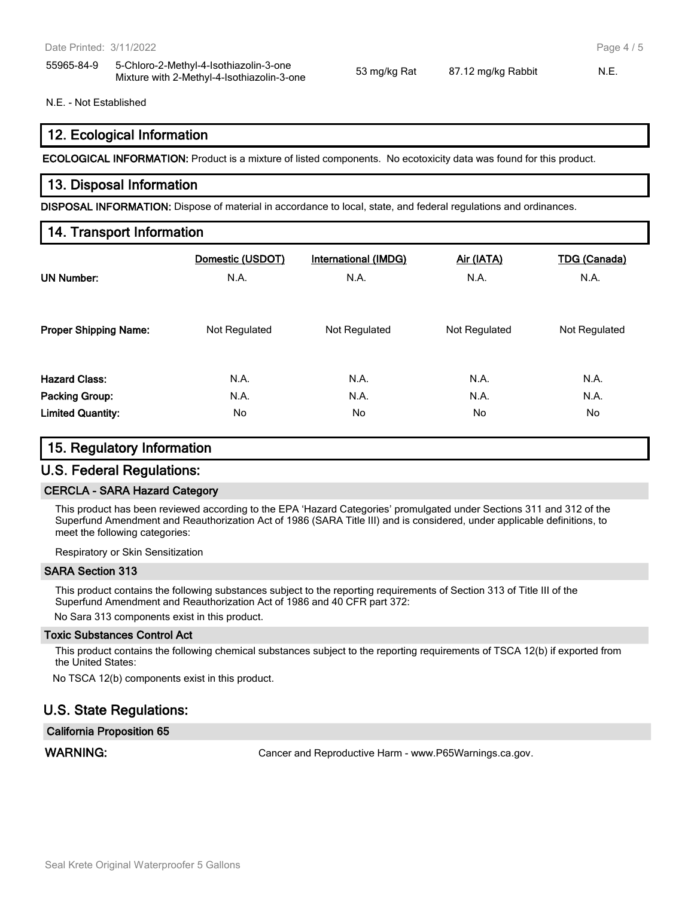| | | | | |
|---|---|---|---|---|
| 55965-84-9 | 5-Chloro-2-Methyl-4-Isothiazolin-3-one Mixture with 2-Methyl-4-Isothiazolin-3-one | 53 mg/kg Rat | 87.12 mg/kg Rabbit | N.E. |

N.E. - Not Established

## 12. Ecological Information

**ECOLOGICAL INFORMATION:** Product is a mixture of listed components. No ecotoxicity data was found for this product.

## 13. Disposal Information

**DISPOSAL INFORMATION:** Dispose of material in accordance to local, state, and federal regulations and ordinances.

## 14. Transport Information

| | Domestic (USDOT) | International (IMDG) | Air (IATA) | TDG (Canada) |
|---|---|---|---|---|
| **UN Number:** | N.A. | N.A. | N.A. | N.A. |
| **Proper Shipping Name:** | Not Regulated | Not Regulated | Not Regulated | Not Regulated |
| **Hazard Class:** | N.A. | N.A. | N.A. | N.A. |
| **Packing Group:** | N.A. | N.A. | N.A. | N.A. |
| **Limited Quantity:** | No | No | No | No |

## 15. Regulatory Information

## U.S. Federal Regulations:

### CERCLA - SARA Hazard Category

This product has been reviewed according to the EPA 'Hazard Categories' promulgated under Sections 311 and 312 of the Superfund Amendment and Reauthorization Act of 1986 (SARA Title III) and is considered, under applicable definitions, to meet the following categories:

Respiratory or Skin Sensitization

### SARA Section 313

This product contains the following substances subject to the reporting requirements of Section 313 of Title III of the Superfund Amendment and Reauthorization Act of 1986 and 40 CFR part 372:

No Sara 313 components exist in this product.

### Toxic Substances Control Act

This product contains the following chemical substances subject to the reporting requirements of TSCA 12(b) if exported from the United States:

No TSCA 12(b) components exist in this product.

## U.S. State Regulations:

### California Proposition 65

**WARNING:** Cancer and Reproductive Harm - www.P65Warnings.ca.gov.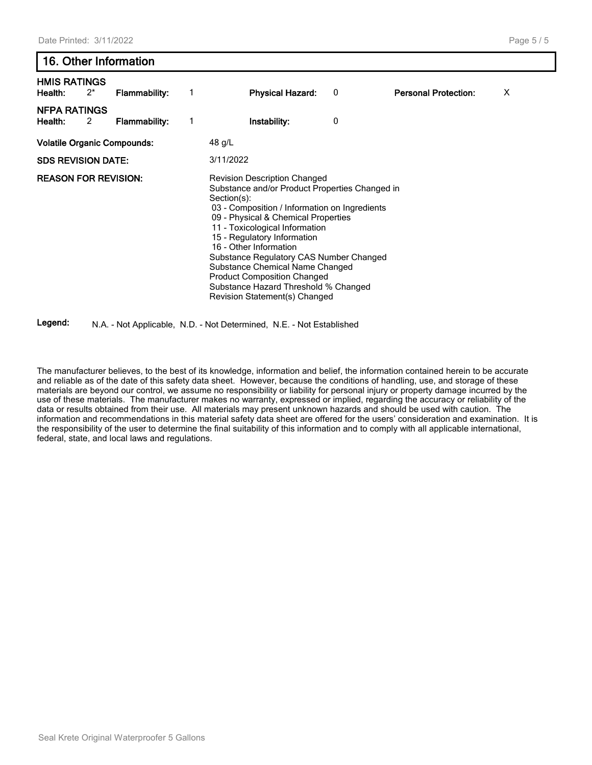## 16. Other Information

**HMIS RATINGS**

| | | | | | | | |
|---|---|---|---|---|---|---|---|
| **Health:** | 2* | **Flammability:** | 1 | **Physical Hazard:** | 0 | **Personal Protection:** | X |

**NFPA RATINGS**

| | | | | | |
|---|---|---|---|---|---|
| **Health:** | 2 | **Flammability:** | 1 | **Instability:** | 0 |

**Volatile Organic Compounds:** 48 g/L

**SDS REVISION DATE:** 3/11/2022

**REASON FOR REVISION:**

Revision Description Changed
Substance and/or Product Properties Changed in Section(s):
- 03 - Composition / Information on Ingredients
- 09 - Physical & Chemical Properties
- 11 - Toxicological Information
- 15 - Regulatory Information
- 16 - Other Information

Substance Regulatory CAS Number Changed
Substance Chemical Name Changed
Product Composition Changed
Substance Hazard Threshold % Changed
Revision Statement(s) Changed

**Legend:** N.A. - Not Applicable, N.D. - Not Determined, N.E. - Not Established

The manufacturer believes, to the best of its knowledge, information and belief, the information contained herein to be accurate and reliable as of the date of this safety data sheet. However, because the conditions of handling, use, and storage of these materials are beyond our control, we assume no responsibility or liability for personal injury or property damage incurred by the use of these materials. The manufacturer makes no warranty, expressed or implied, regarding the accuracy or reliability of the data or results obtained from their use. All materials may present unknown hazards and should be used with caution. The information and recommendations in this material safety data sheet are offered for the users' consideration and examination. It is the responsibility of the user to determine the final suitability of this information and to comply with all applicable international, federal, state, and local laws and regulations.